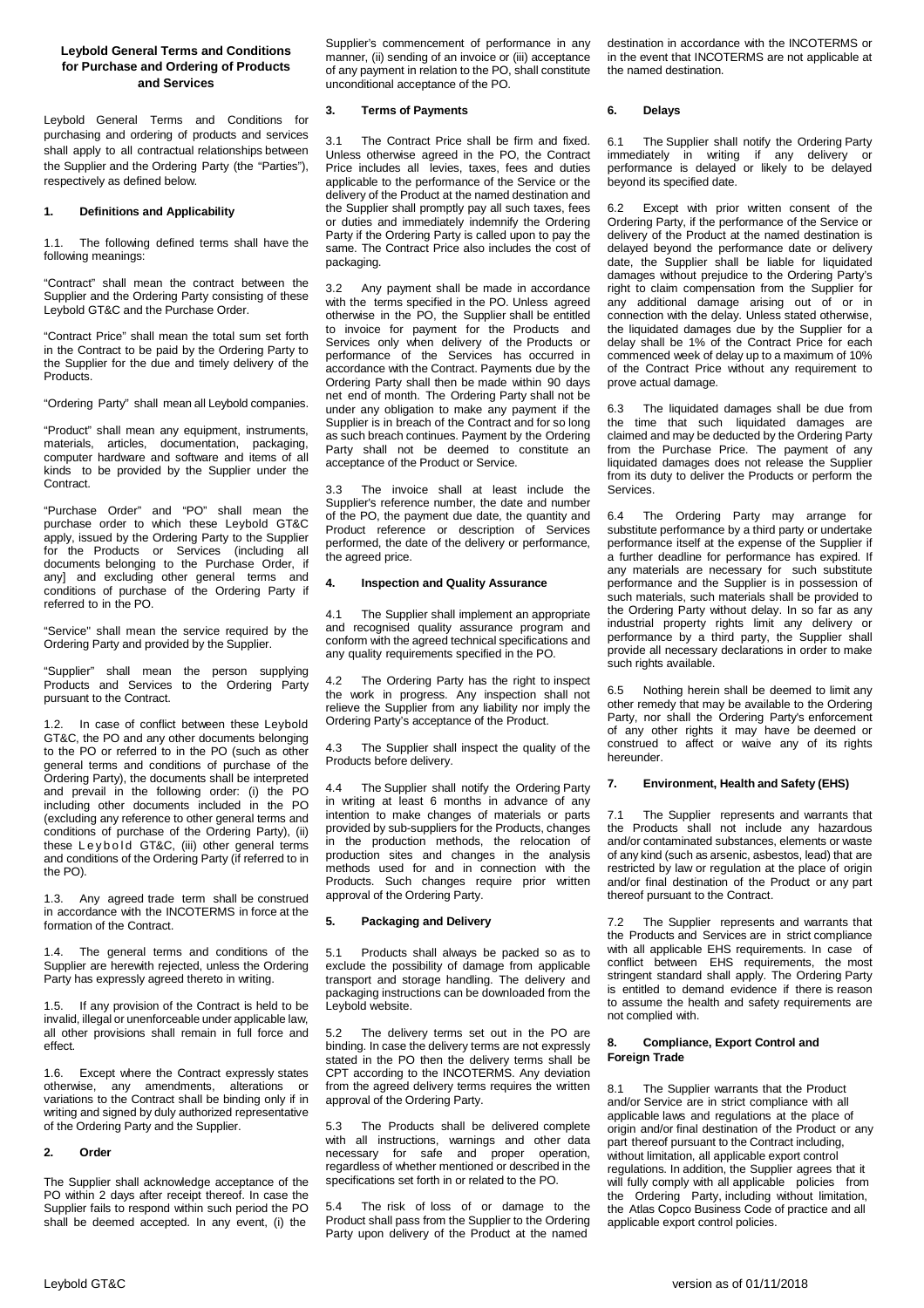# Leybold General Terms and Conditions for Purchase and Ordering of Products and Services

Leybold General Terms and Conditions for purchasing and ordering of products and services shall apply to all contractual relationships between the Supplier and the Ordering Party (the "Parties"), respectively as defined below.

## 1. Definitions and Applicability

1.1. The following defined terms shall have the following meanings:

"Contract" shall mean the contract between the Supplier and the Ordering Party consisting of these Leybold GT&C and the Purchase Order.

"Contract Price" shall mean the total sum set forth in the Contract to be paid by the Ordering Party to the Supplier for the due and timely delivery of the Products.

"Ordering Party" shall mean all Leybold companies.

"Product" shall mean any equipment, instruments, materials, articles, documentation, packaging, computer hardware and software and items of all kinds to be provided by the Supplier under the Contract.

"Purchase Order" and "PO" shall mean the purchase order to which these Leybold GT&C apply, issued by the Ordering Party to the Supplier for the Products or Services (including all documents belonging to the Purchase Order, if any] and excluding other general terms and conditions of purchase of the Ordering Party if referred to in the PO.

"Service" shall mean the service required by the Ordering Party and provided by the Supplier.

"Supplier" shall mean the person supplying Products and Services to the Ordering Party pursuant to the Contract.

1.2. In case of conflict between these Leybold GT&C, the PO and any other documents belonging to the PO or referred to in the PO (such as other general terms and conditions of purchase of the Ordering Party), the documents shall be interpreted and prevail in the following order: (i) the PO including other documents included in the PO (excluding any reference to other general terms and conditions of purchase of the Ordering Party), (ii) these Leybold GT&C, (iii) other general terms and conditions of the Ordering Party (if referred to in the PO).

1.3. Any agreed trade term shall be construed in accordance with the INCOTERMS in force at the formation of the Contract.

1.4. The general terms and conditions of the Supplier are herewith rejected, unless the Ordering Party has expressly agreed thereto in writing.

1.5. If any provision of the Contract is held to be invalid, illegal or unenforceable under applicable law, all other provisions shall remain in full force and effect.

1.6. Except where the Contract expressly states otherwise, any amendments, alterations or variations to the Contract shall be binding only if in writing and signed by duly authorized representative of the Ordering Party and the Supplier.

## 2. Order

The Supplier shall acknowledge acceptance of the PO within 2 days after receipt thereof. In case the Supplier fails to respond within such period the PO shall be deemed accepted. In any event, (i) the Supplier's commencement of performance in any manner, (ii) sending of an invoice or (iii) acceptance of any payment in relation to the PO, shall constitute unconditional acceptance of the PO.

## 3. Terms of Payments

3.1 The Contract Price shall be firm and fixed. Unless otherwise agreed in the PO, the Contract Price includes all levies, taxes, fees and duties applicable to the performance of the Service or the delivery of the Product at the named destination and the Supplier shall promptly pay all such taxes, fees or duties and immediately indemnify the Ordering Party if the Ordering Party is called upon to pay the same. The Contract Price also includes the cost of packaging.

3.2 Any payment shall be made in accordance with the terms specified in the PO. Unless agreed otherwise in the PO, the Supplier shall be entitled to invoice for payment for the Products and Services only when delivery of the Products or performance of the Services has occurred in accordance with the Contract. Payments due by the Ordering Party shall then be made within 90 days net end of month. The Ordering Party shall not be under any obligation to make any payment if the Supplier is in breach of the Contract and for so long as such breach continues. Payment by the Ordering Party shall not be deemed to constitute an acceptance of the Product or Service.

3.3 The invoice shall at least include the Supplier's reference number, the date and number of the PO, the payment due date, the quantity and Product reference or description of Services performed, the date of the delivery or performance, the agreed price.

## 4. Inspection and Quality Assurance

4.1 The Supplier shall implement an appropriate and recognised quality assurance program and conform with the agreed technical specifications and any quality requirements specified in the PO.

4.2 The Ordering Party has the right to inspect the work in progress. Any inspection shall not relieve the Supplier from any liability nor imply the Ordering Party's acceptance of the Product.

4.3 The Supplier shall inspect the quality of the Products before delivery.

4.4 The Supplier shall notify the Ordering Party in writing at least 6 months in advance of any intention to make changes of materials or parts provided by sub-suppliers for the Products, changes in the production methods, the relocation of production sites and changes in the analysis methods used for and in connection with the Products. Such changes require prior written approval of the Ordering Party.

## 5. Packaging and Delivery

5.1 Products shall always be packed so as to exclude the possibility of damage from applicable transport and storage handling. The delivery and packaging instructions can be downloaded from the Leybold website.

5.2 The delivery terms set out in the PO are binding. In case the delivery terms are not expressly stated in the PO then the delivery terms shall be CPT according to the INCOTERMS. Any deviation from the agreed delivery terms requires the written approval of the Ordering Party.

5.3 The Products shall be delivered complete with all instructions, warnings and other data necessary for safe and proper operation, regardless of whether mentioned or described in the specifications set forth in or related to the PO.

5.4 The risk of loss of or damage to the Product shall pass from the Supplier to the Ordering Party upon delivery of the Product at the named destination in accordance with the INCOTERMS or in the event that INCOTERMS are not applicable at the named destination.

## 6. Delays

6.1 The Supplier shall notify the Ordering Party immediately in writing if any delivery or performance is delayed or likely to be delayed beyond its specified date.

6.2 Except with prior written consent of the Ordering Party, if the performance of the Service or delivery of the Product at the named destination is delayed beyond the performance date or delivery date, the Supplier shall be liable for liquidated damages without prejudice to the Ordering Party's right to claim compensation from the Supplier for any additional damage arising out of or in connection with the delay. Unless stated otherwise, the liquidated damages due by the Supplier for a delay shall be 1% of the Contract Price for each commenced week of delay up to a maximum of 10% of the Contract Price without any requirement to prove actual damage.

6.3 The liquidated damages shall be due from the time that such liquidated damages are claimed and may be deducted by the Ordering Party from the Purchase Price. The payment of any liquidated damages does not release the Supplier from its duty to deliver the Products or perform the Services.

6.4 The Ordering Party may arrange for substitute performance by a third party or undertake performance itself at the expense of the Supplier if a further deadline for performance has expired. If any materials are necessary for such substitute performance and the Supplier is in possession of such materials, such materials shall be provided to the Ordering Party without delay. In so far as any industrial property rights limit any delivery or performance by a third party, the Supplier shall provide all necessary declarations in order to make such rights available.

6.5 Nothing herein shall be deemed to limit any other remedy that may be available to the Ordering Party, nor shall the Ordering Party's enforcement of any other rights it may have be deemed or construed to affect or waive any of its rights hereunder.

## 7. Environment, Health and Safety (EHS)

7.1 The Supplier represents and warrants that the Products shall not include any hazardous and/or contaminated substances, elements or waste of any kind (such as arsenic, asbestos, lead) that are restricted by law or regulation at the place of origin and/or final destination of the Product or any part thereof pursuant to the Contract.

7.2 The Supplier represents and warrants that the Products and Services are in strict compliance with all applicable EHS requirements. In case of conflict between EHS requirements, the most stringent standard shall apply. The Ordering Party is entitled to demand evidence if there is reason to assume the health and safety requirements are not complied with.

## 8. Compliance, Export Control and Foreign Trade

8.1 The Supplier warrants that the Product and/or Service are in strict compliance with all applicable laws and regulations at the place of origin and/or final destination of the Product or any part thereof pursuant to the Contract including, without limitation, all applicable export control regulations. In addition, the Supplier agrees that it will fully comply with all applicable policies from the Ordering Party, including without limitation, the Atlas Copco Business Code of practice and all applicable export control policies.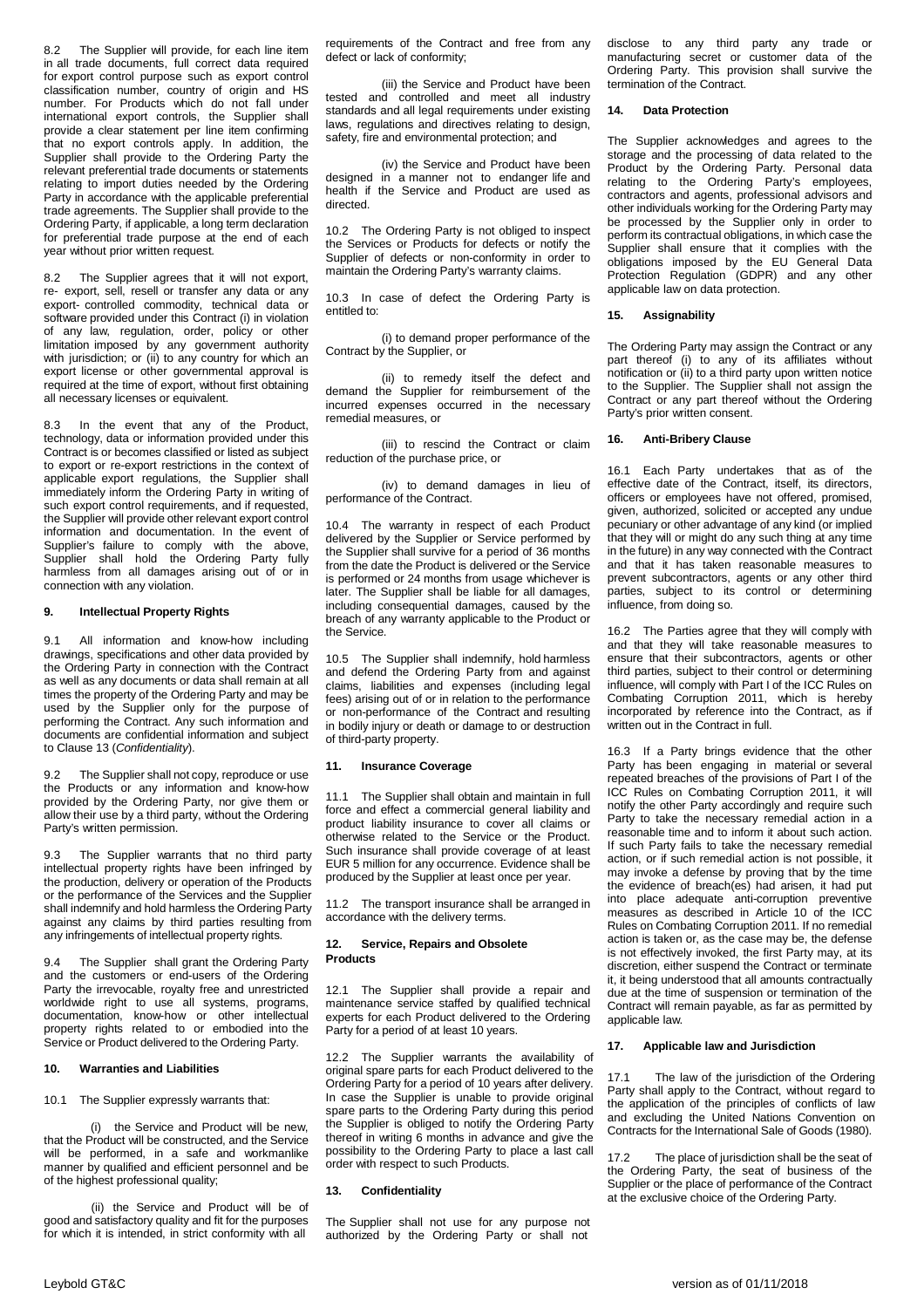8.2 The Supplier will provide, for each line item in all trade documents, full correct data required for export control purpose such as export control classification number, country of origin and HS number. For Products which do not fall under international export controls, the Supplier shall provide a clear statement per line item confirming that no export controls apply. In addition, the Supplier shall provide to the Ordering Party the relevant preferential trade documents or statements relating to import duties needed by the Ordering Party in accordance with the applicable preferential trade agreements. The Supplier shall provide to the Ordering Party, if applicable, a long term declaration for preferential trade purpose at the end of each year without prior written request.

8.2 The Supplier agrees that it will not export, re- export, sell, resell or transfer any data or any export- controlled commodity, technical data or software provided under this Contract (i) in violation of any law, regulation, order, policy or other limitation imposed by any government authority with jurisdiction; or (ii) to any country for which an export license or other governmental approval is required at the time of export, without first obtaining all necessary licenses or equivalent.

8.3 In the event that any of the Product, technology, data or information provided under this Contract is or becomes classified or listed as subject to export or re-export restrictions in the context of applicable export regulations, the Supplier shall immediately inform the Ordering Party in writing of such export control requirements, and if requested, the Supplier will provide other relevant export control information and documentation. In the event of Supplier's failure to comply with the above, Supplier shall hold the Ordering Party fully harmless from all damages arising out of or in connection with any violation.

#### 9. Intellectual Property Rights

9.1 All information and know-how including drawings, specifications and other data provided by the Ordering Party in connection with the Contract as well as any documents or data shall remain at all times the property of the Ordering Party and may be used by the Supplier only for the purpose of performing the Contract. Any such information and documents are confidential information and subject to Clause 13 (*Confidentiality*).

9.2 The Supplier shall not copy, reproduce or use the Products or any information and know-how provided by the Ordering Party, nor give them or allow their use by a third party, without the Ordering Party's written permission.

9.3 The Supplier warrants that no third party intellectual property rights have been infringed by the production, delivery or operation of the Products or the performance of the Services and the Supplier shall indemnify and hold harmless the Ordering Party against any claims by third parties resulting from any infringements of intellectual property rights.

9.4 The Supplier shall grant the Ordering Party and the customers or end-users of the Ordering Party the irrevocable, royalty free and unrestricted worldwide right to use all systems, programs, documentation, know-how or other intellectual property rights related to or embodied into the Service or Product delivered to the Ordering Party.

#### 10. Warranties and Liabilities

10.1 The Supplier expressly warrants that:

(i) the Service and Product will be new, that the Product will be constructed, and the Service will be performed, in a safe and workmanlike manner by qualified and efficient personnel and be of the highest professional quality;

(ii) the Service and Product will be of good and satisfactory quality and fit for the purposes for which it is intended, in strict conformity with all requirements of the Contract and free from any defect or lack of conformity;

(iii) the Service and Product have been tested and controlled and meet all industry standards and all legal requirements under existing laws, regulations and directives relating to design, safety, fire and environmental protection; and

(iv) the Service and Product have been designed in a manner not to endanger life and health if the Service and Product are used as directed.

10.2 The Ordering Party is not obliged to inspect the Services or Products for defects or notify the Supplier of defects or non-conformity in order to maintain the Ordering Party's warranty claims.

10.3 In case of defect the Ordering Party is entitled to:

(i) to demand proper performance of the Contract by the Supplier, or

(ii) to remedy itself the defect and demand the Supplier for reimbursement of the incurred expenses occurred in the necessary remedial measures, or

(iii) to rescind the Contract or claim reduction of the purchase price, or

(iv) to demand damages in lieu of performance of the Contract.

10.4 The warranty in respect of each Product delivered by the Supplier or Service performed by the Supplier shall survive for a period of 36 months from the date the Product is delivered or the Service is performed or 24 months from usage whichever is later. The Supplier shall be liable for all damages, including consequential damages, caused by the breach of any warranty applicable to the Product or the Service.

10.5 The Supplier shall indemnify, hold harmless and defend the Ordering Party from and against claims, liabilities and expenses (including legal fees) arising out of or in relation to the performance or non-performance of the Contract and resulting in bodily injury or death or damage to or destruction of third-party property.

#### 11. Insurance Coverage

11.1 The Supplier shall obtain and maintain in full force and effect a commercial general liability and product liability insurance to cover all claims or otherwise related to the Service or the Product. Such insurance shall provide coverage of at least EUR 5 million for any occurrence. Evidence shall be produced by the Supplier at least once per year.

11.2 The transport insurance shall be arranged in accordance with the delivery terms.

#### 12. Service, Repairs and Obsolete Products

12.1 The Supplier shall provide a repair and maintenance service staffed by qualified technical experts for each Product delivered to the Ordering Party for a period of at least 10 years.

12.2 The Supplier warrants the availability of original spare parts for each Product delivered to the Ordering Party for a period of 10 years after delivery. In case the Supplier is unable to provide original spare parts to the Ordering Party during this period the Supplier is obliged to notify the Ordering Party thereof in writing 6 months in advance and give the possibility to the Ordering Party to place a last call order with respect to such Products.

#### 13. Confidentiality

The Supplier shall not use for any purpose not authorized by the Ordering Party or shall not disclose to any third party any trade or manufacturing secret or customer data of the Ordering Party. This provision shall survive the termination of the Contract.

#### 14. Data Protection

The Supplier acknowledges and agrees to the storage and the processing of data related to the Product by the Ordering Party. Personal data relating to the Ordering Party's employees, contractors and agents, professional advisors and other individuals working for the Ordering Party may be processed by the Supplier only in order to perform its contractual obligations, in which case the Supplier shall ensure that it complies with the obligations imposed by the EU General Data Protection Regulation (GDPR) and any other applicable law on data protection.

#### 15. Assignability

The Ordering Party may assign the Contract or any part thereof (i) to any of its affiliates without notification or (ii) to a third party upon written notice to the Supplier. The Supplier shall not assign the Contract or any part thereof without the Ordering Party's prior written consent.

#### 16. Anti-Bribery Clause

16.1 Each Party undertakes that as of the effective date of the Contract, itself, its directors, officers or employees have not offered, promised, given, authorized, solicited or accepted any undue pecuniary or other advantage of any kind (or implied that they will or might do any such thing at any time in the future) in any way connected with the Contract and that it has taken reasonable measures to prevent subcontractors, agents or any other third parties, subject to its control or determining influence, from doing so.

16.2 The Parties agree that they will comply with and that they will take reasonable measures to ensure that their subcontractors, agents or other third parties, subject to their control or determining influence, will comply with Part I of the ICC Rules on Combating Corruption 2011, which is hereby incorporated by reference into the Contract, as if written out in the Contract in full.

16.3 If a Party brings evidence that the other Party has been engaging in material or several repeated breaches of the provisions of Part I of the ICC Rules on Combating Corruption 2011, it will notify the other Party accordingly and require such Party to take the necessary remedial action in a reasonable time and to inform it about such action. If such Party fails to take the necessary remedial action, or if such remedial action is not possible, it may invoke a defense by proving that by the time the evidence of breach(es) had arisen, it had put into place adequate anti-corruption preventive measures as described in Article 10 of the ICC Rules on Combating Corruption 2011. If no remedial action is taken or, as the case may be, the defense is not effectively invoked, the first Party may, at its discretion, either suspend the Contract or terminate it, it being understood that all amounts contractually due at the time of suspension or termination of the Contract will remain payable, as far as permitted by applicable law.

#### 17. Applicable law and Jurisdiction

17.1 The law of the jurisdiction of the Ordering Party shall apply to the Contract, without regard to the application of the principles of conflicts of law and excluding the United Nations Convention on Contracts for the International Sale of Goods (1980).

17.2 The place of jurisdiction shall be the seat of the Ordering Party, the seat of business of the Supplier or the place of performance of the Contract at the exclusive choice of the Ordering Party.